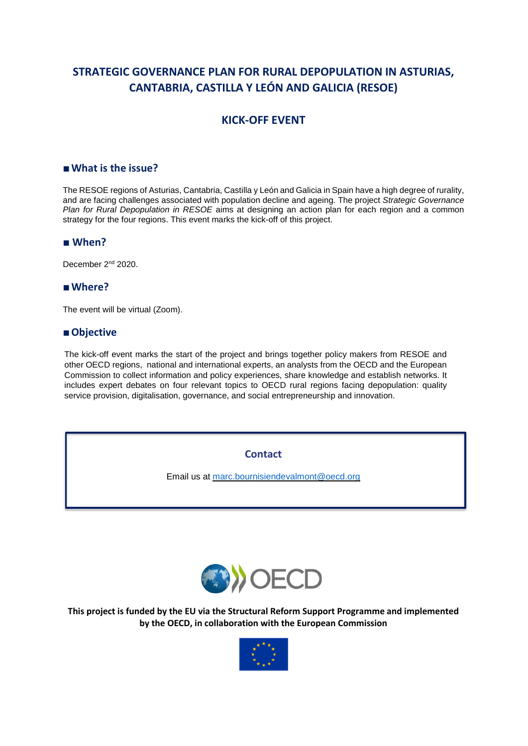# STRATEGIC GOVERNANCE PLAN FOR RURAL DEPOPULATION IN ASTURIAS, CANTABRIA, CASTILLA Y LEÓN AND GALICIA (RESOE)

## KICK-OFF EVENT

### ■ What is the issue?

The RESOE regions of Asturias, Cantabria, Castilla y León and Galicia in Spain have a high degree of rurality, and are facing challenges associated with population decline and ageing. The project *Strategic Governance Plan for Rural Depopulation in RESOE* aims at designing an action plan for each region and a common strategy for the four regions. This event marks the kick-off of this project.

### ■ When?

December 2nd 2020.

### ■ Where?

The event will be virtual (Zoom).

### ■ Objective

The kick-off event marks the start of the project and brings together policy makers from RESOE and other OECD regions, national and international experts, an analysts from the OECD and the European Commission to collect information and policy experiences, share knowledge and establish networks. It includes expert debates on four relevant topics to OECD rural regions facing depopulation: quality service provision, digitalisation, governance, and social entrepreneurship and innovation.

**Contact**

Email us at marc.bournisiendevalmont@oecd.org

**This project is funded by the EU via the Structural Reform Support Programme and implemented by the OECD, in collaboration with the European Commission**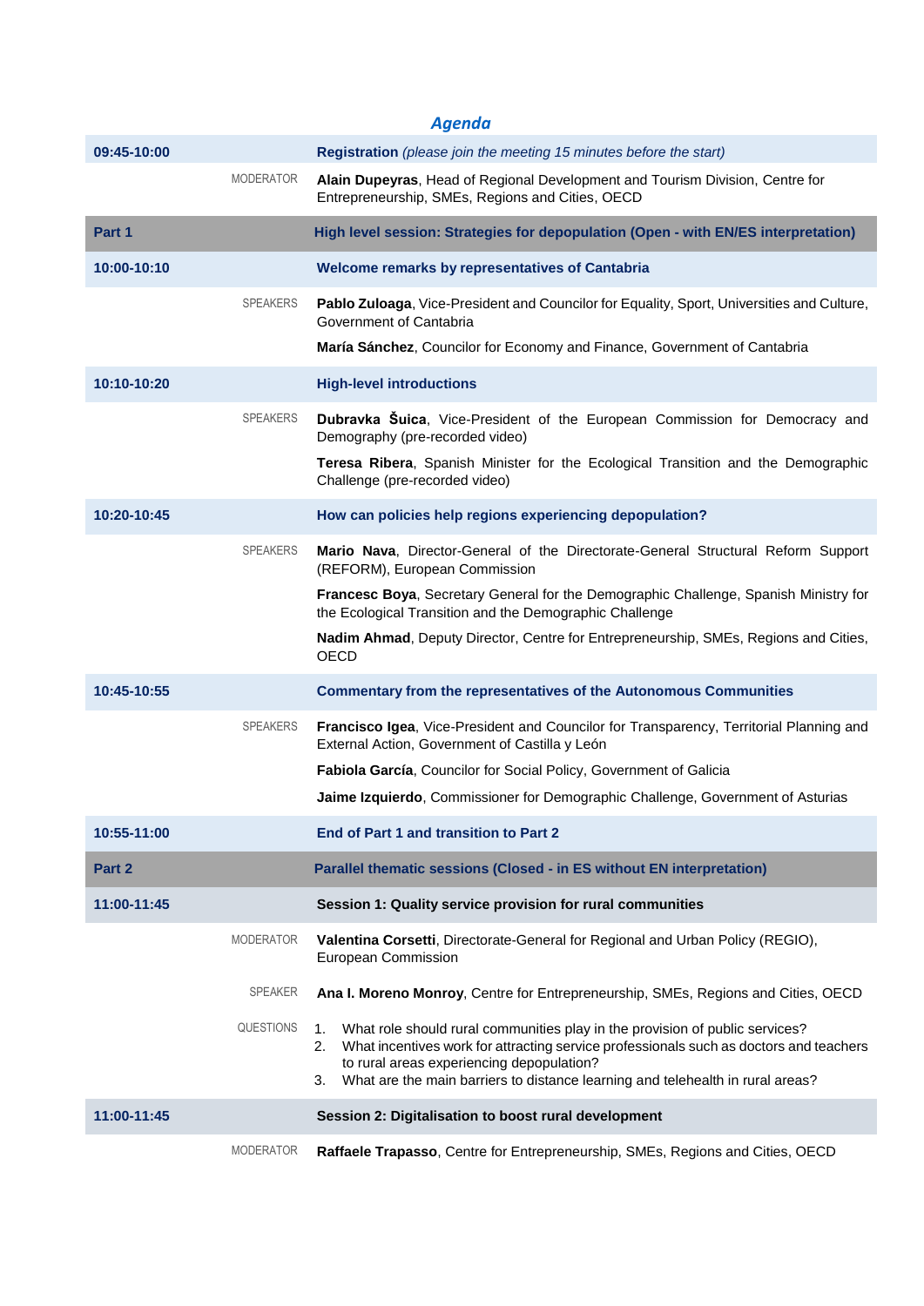## *Agenda*

| | | |
|---|---|---|
| **09:45-10:00** | | **Registration** *(please join the meeting 15 minutes before the start)* |
| | MODERATOR | **Alain Dupeyras**, Head of Regional Development and Tourism Division, Centre for Entrepreneurship, SMEs, Regions and Cities, OECD |
| **Part 1** | | **High level session: Strategies for depopulation (Open - with EN/ES interpretation)** |
| **10:00-10:10** | | **Welcome remarks by representatives of Cantabria** |
| | SPEAKERS | **Pablo Zuloaga**, Vice-President and Councilor for Equality, Sport, Universities and Culture, Government of Cantabria<br>**María Sánchez**, Councilor for Economy and Finance, Government of Cantabria |
| **10:10-10:20** | | **High-level introductions** |
| | SPEAKERS | **Dubravka Šuica**, Vice-President of the European Commission for Democracy and Demography (pre-recorded video)<br>**Teresa Ribera**, Spanish Minister for the Ecological Transition and the Demographic Challenge (pre-recorded video) |
| **10:20-10:45** | | **How can policies help regions experiencing depopulation?** |
| | SPEAKERS | **Mario Nava**, Director-General of the Directorate-General Structural Reform Support (REFORM), European Commission<br>**Francesc Boya**, Secretary General for the Demographic Challenge, Spanish Ministry for the Ecological Transition and the Demographic Challenge<br>**Nadim Ahmad**, Deputy Director, Centre for Entrepreneurship, SMEs, Regions and Cities, OECD |
| **10:45-10:55** | | **Commentary from the representatives of the Autonomous Communities** |
| | SPEAKERS | **Francisco Igea**, Vice-President and Councilor for Transparency, Territorial Planning and External Action, Government of Castilla y León<br>**Fabiola García**, Councilor for Social Policy, Government of Galicia<br>**Jaime Izquierdo**, Commissioner for Demographic Challenge, Government of Asturias |
| **10:55-11:00** | | **End of Part 1 and transition to Part 2** |
| **Part 2** | | **Parallel thematic sessions (Closed - in ES without EN interpretation)** |
| **11:00-11:45** | | **Session 1: Quality service provision for rural communities** |
| | MODERATOR | **Valentina Corsetti**, Directorate-General for Regional and Urban Policy (REGIO), European Commission |
| | SPEAKER | **Ana I. Moreno Monroy**, Centre for Entrepreneurship, SMEs, Regions and Cities, OECD |
| | QUESTIONS | 1. What role should rural communities play in the provision of public services?<br>2. What incentives work for attracting service professionals such as doctors and teachers to rural areas experiencing depopulation?<br>3. What are the main barriers to distance learning and telehealth in rural areas? |
| **11:00-11:45** | | **Session 2: Digitalisation to boost rural development** |
| | MODERATOR | **Raffaele Trapasso**, Centre for Entrepreneurship, SMEs, Regions and Cities, OECD |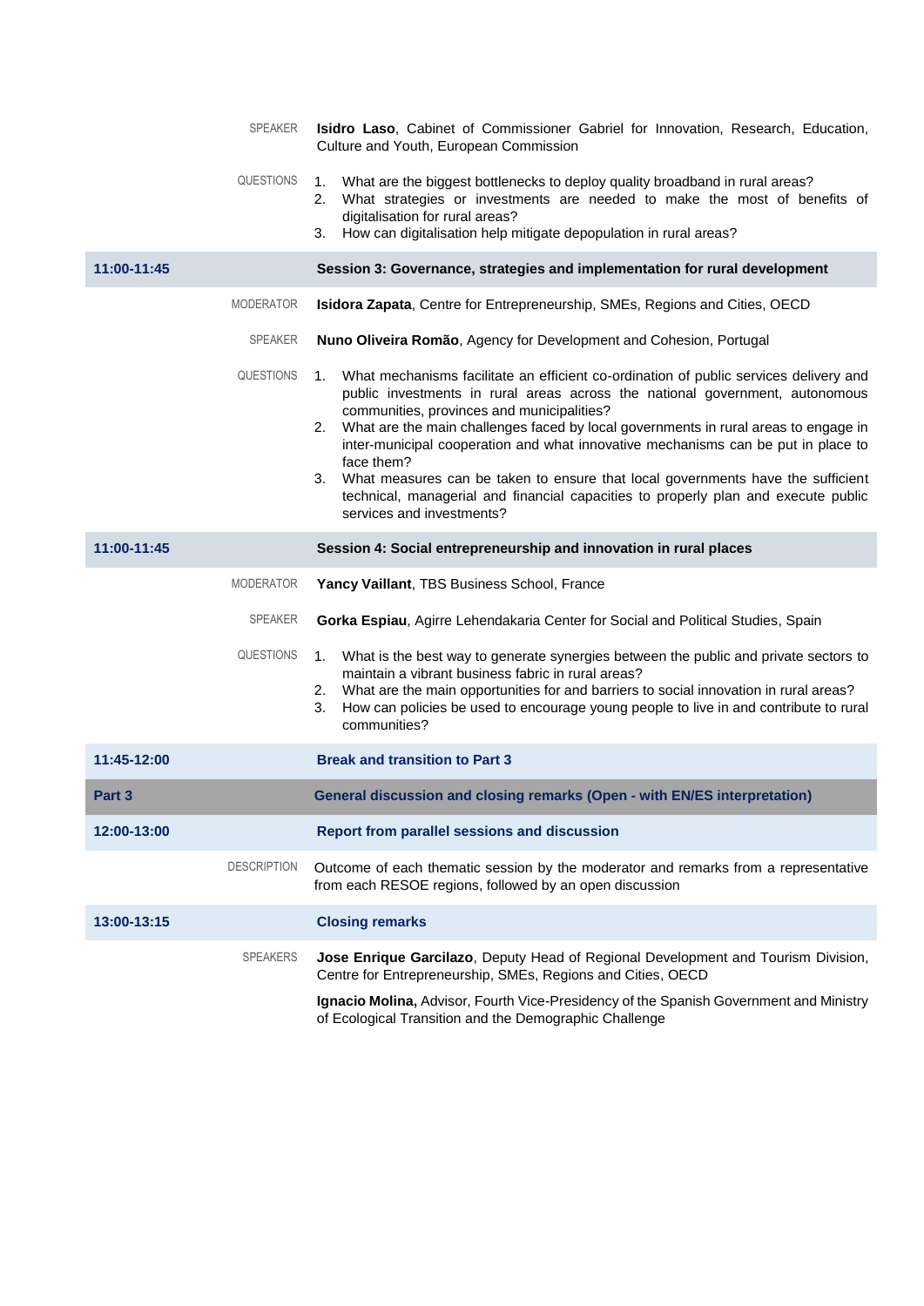| | | |
|---|---|---|
| | SPEAKER | **Isidro Laso**, Cabinet of Commissioner Gabriel for Innovation, Research, Education, Culture and Youth, European Commission |
| | QUESTIONS | 1. What are the biggest bottlenecks to deploy quality broadband in rural areas?<br>2. What strategies or investments are needed to make the most of benefits of digitalisation for rural areas?<br>3. How can digitalisation help mitigate depopulation in rural areas? |
| **11:00-11:45** | | **Session 3: Governance, strategies and implementation for rural development** |
| | MODERATOR | **Isidora Zapata**, Centre for Entrepreneurship, SMEs, Regions and Cities, OECD |
| | SPEAKER | **Nuno Oliveira Romão**, Agency for Development and Cohesion, Portugal |
| | QUESTIONS | 1. What mechanisms facilitate an efficient co-ordination of public services delivery and public investments in rural areas across the national government, autonomous communities, provinces and municipalities?<br>2. What are the main challenges faced by local governments in rural areas to engage in inter-municipal cooperation and what innovative mechanisms can be put in place to face them?<br>3. What measures can be taken to ensure that local governments have the sufficient technical, managerial and financial capacities to properly plan and execute public services and investments? |
| **11:00-11:45** | | **Session 4: Social entrepreneurship and innovation in rural places** |
| | MODERATOR | **Yancy Vaillant**, TBS Business School, France |
| | SPEAKER | **Gorka Espiau**, Agirre Lehendakaria Center for Social and Political Studies, Spain |
| | QUESTIONS | 1. What is the best way to generate synergies between the public and private sectors to maintain a vibrant business fabric in rural areas?<br>2. What are the main opportunities for and barriers to social innovation in rural areas?<br>3. How can policies be used to encourage young people to live in and contribute to rural communities? |
| **11:45-12:00** | | **Break and transition to Part 3** |
| **Part 3** | | **General discussion and closing remarks (Open - with EN/ES interpretation)** |
| **12:00-13:00** | | **Report from parallel sessions and discussion** |
| | DESCRIPTION | Outcome of each thematic session by the moderator and remarks from a representative from each RESOE regions, followed by an open discussion |
| **13:00-13:15** | | **Closing remarks** |
| | SPEAKERS | **Jose Enrique Garcilazo**, Deputy Head of Regional Development and Tourism Division, Centre for Entrepreneurship, SMEs, Regions and Cities, OECD<br><br>**Ignacio Molina,** Advisor, Fourth Vice-Presidency of the Spanish Government and Ministry of Ecological Transition and the Demographic Challenge |